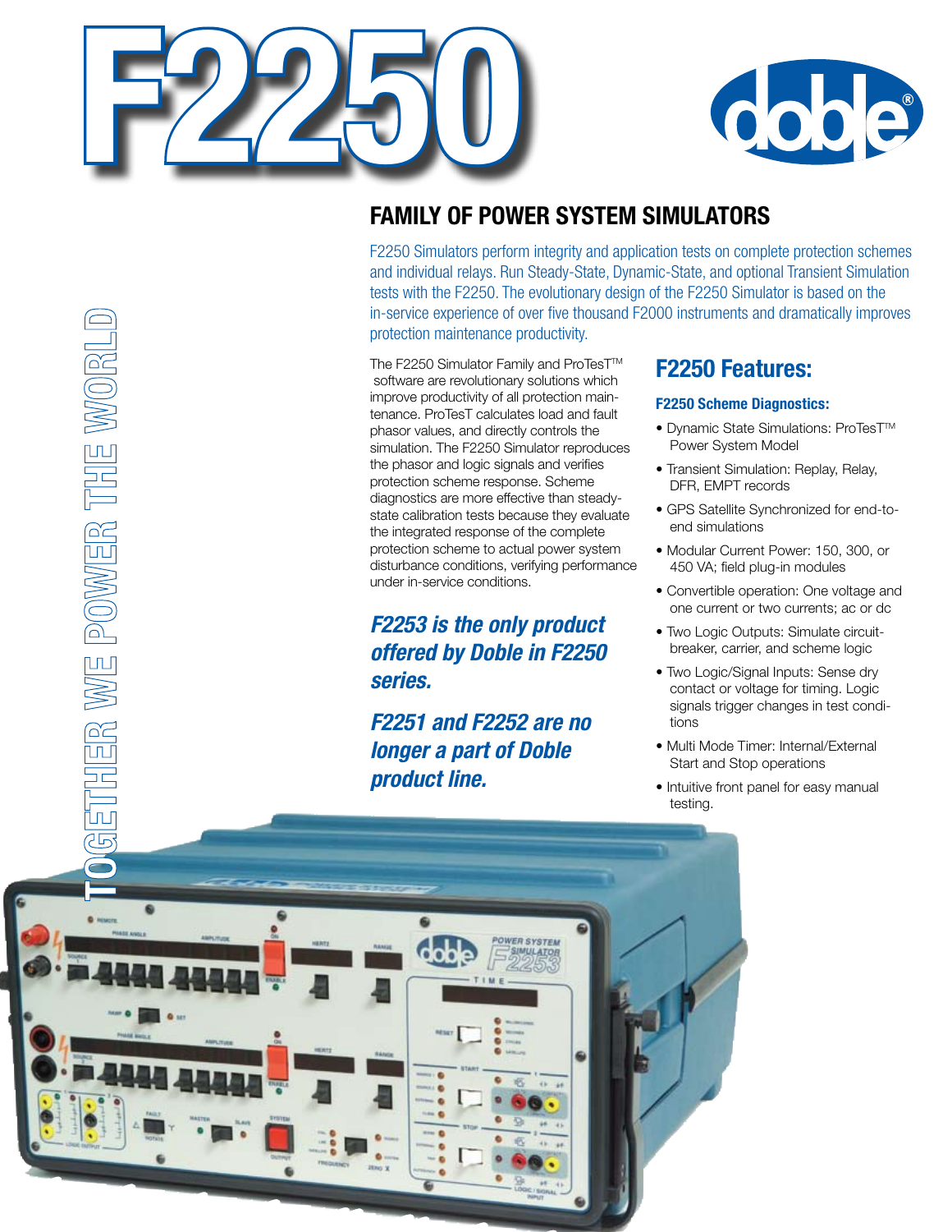# F2250

## FAMILY OF POWER SYSTEM SIMULATORS

F2250 Simulators perform integrity and application tests on complete protection schemes and individual relays. Run Steady-State, Dynamic-State, and optional Transient Simulation tests with the F2250. The evolutionary design of the F2250 Simulator is based on the in-service experience of over five thousand F2000 instruments and dramatically improves protection maintenance productivity.

The F2250 Simulator Family and ProTesT™ software are revolutionary solutions which improve productivity of all protection maintenance. ProTesT calculates load and fault phasor values, and directly controls the simulation. The F2250 Simulator reproduces the phasor and logic signals and verifies protection scheme response. Scheme diagnostics are more effective than steady-state calibration tests because they evaluate the integrated response of the complete protection scheme to actual power system disturbance conditions, verifying performance under in-service conditions.

***F2253 is the only product offered by Doble in F2250 series.***

***F2251 and F2252 are no longer a part of Doble product line.***

## F2250 Features:

### F2250 Scheme Diagnostics:

- Dynamic State Simulations: ProTesT™ Power System Model
- Transient Simulation: Replay, Relay, DFR, EMPT records
- GPS Satellite Synchronized for end-to-end simulations
- Modular Current Power: 150, 300, or 450 VA; field plug-in modules
- Convertible operation: One voltage and one current or two currents; ac or dc
- Two Logic Outputs: Simulate circuit-breaker, carrier, and scheme logic
- Two Logic/Signal Inputs: Sense dry contact or voltage for timing. Logic signals trigger changes in test conditions
- Multi Mode Timer: Internal/External Start and Stop operations
- Intuitive front panel for easy manual testing.

TOGETHER WE POWER THE WORLD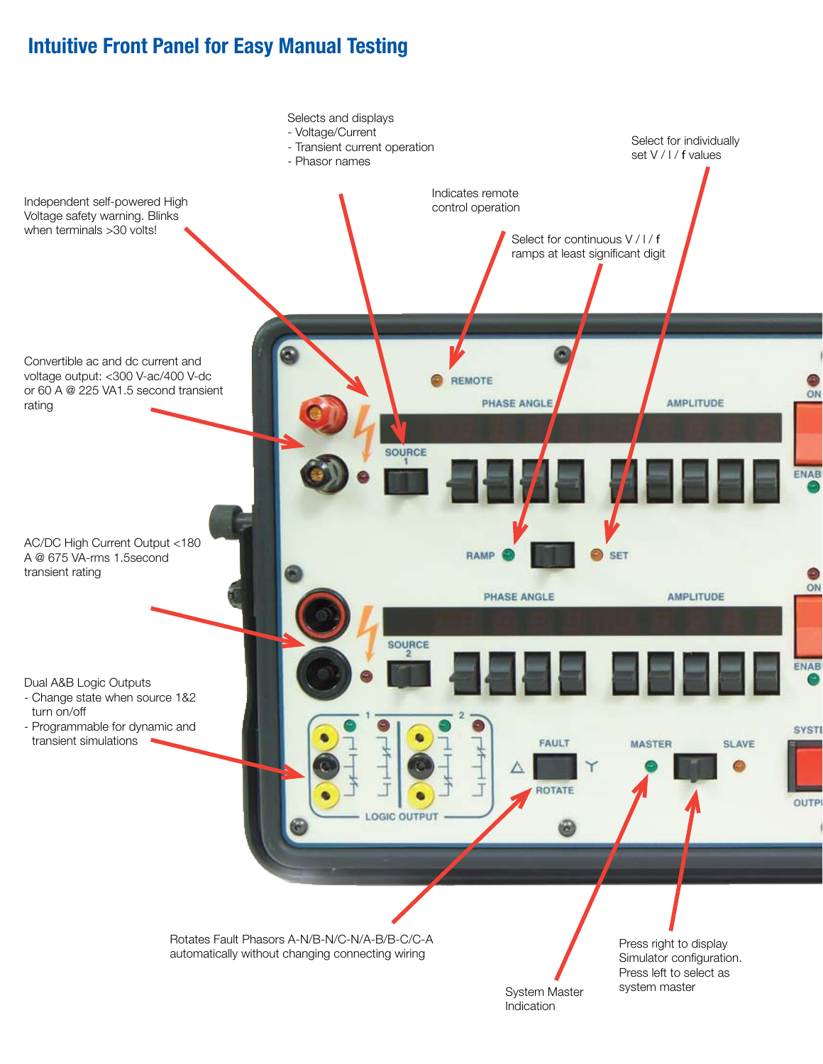# Intuitive Front Panel for Easy Manual Testing

Selects and displays
- Voltage/Current
- Transient current operation
- Phasor names

Select for individually set V / I / f values

Independent self-powered High Voltage safety warning. Blinks when terminals >30 volts!

Indicates remote control operation

Select for continuous V / I / f ramps at least significant digit

Convertible ac and dc current and voltage output: <300 V-ac/400 V-dc or 60 A @ 225 VA1.5 second transient rating

AC/DC High Current Output <180 A @ 675 VA-rms 1.5second transient rating

Dual A&B Logic Outputs
- Change state when source 1&2 turn on/off
- Programmable for dynamic and transient simulations

Rotates Fault Phasors A-N/B-N/C-N/A-B/B-C/C-A automatically without changing connecting wiring

Press right to display Simulator configuration. Press left to select as system master

System Master Indication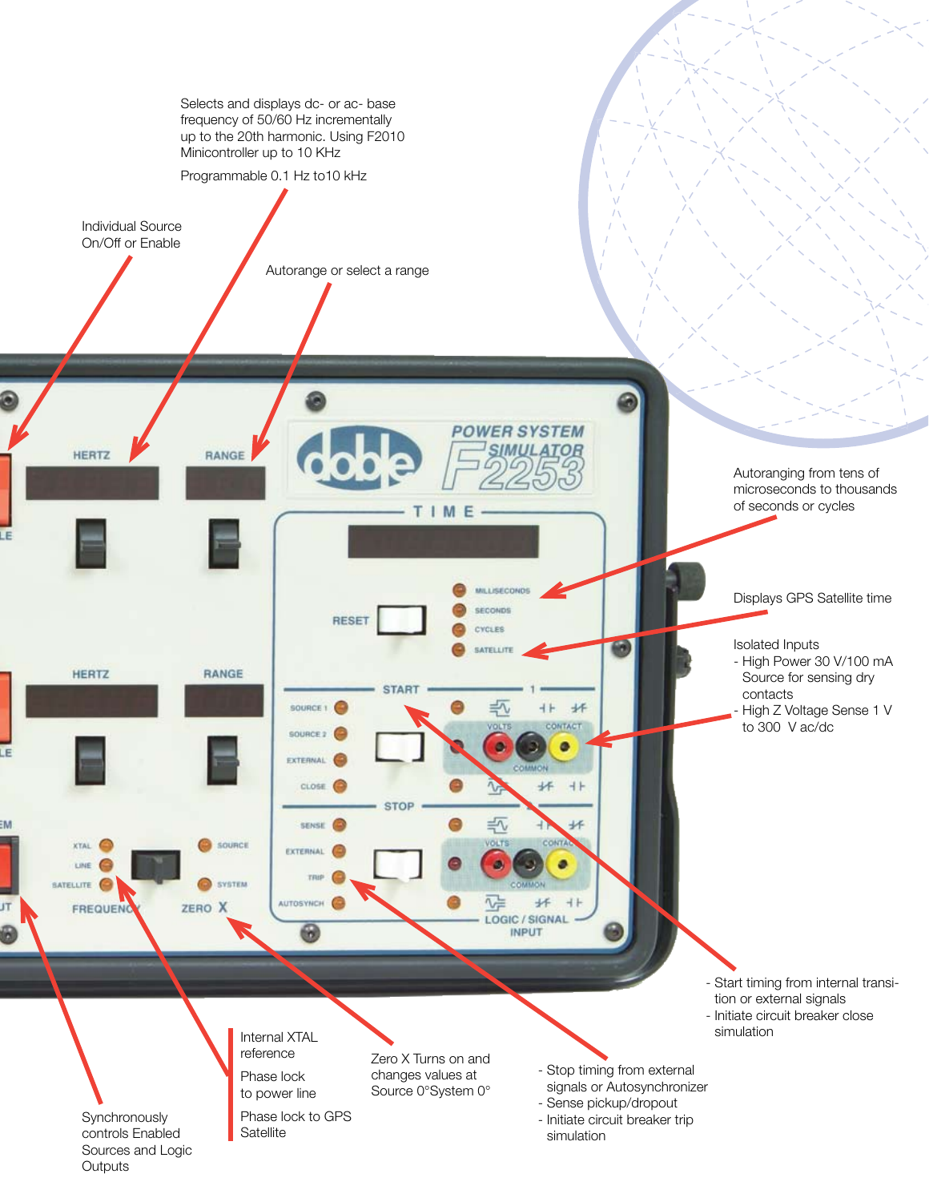Selects and displays dc- or ac- base frequency of 50/60 Hz incrementally up to the 20th harmonic. Using F2010 Minicontroller up to 10 KHz

Programmable 0.1 Hz to10 kHz

Individual Source On/Off or Enable

Autorange or select a range

Autoranging from tens of microseconds to thousands of seconds or cycles

Displays GPS Satellite time

Isolated Inputs

- High Power 30 V/100 mA Source for sensing dry contacts
- High Z Voltage Sense 1 V to 300 V ac/dc

- Start timing from internal transition or external signals
- Initiate circuit breaker close simulation

Synchronously controls Enabled Sources and Logic Outputs

Internal XTAL reference

Phase lock to power line

Phase lock to GPS Satellite

Zero X Turns on and changes values at Source 0°System 0°

- Stop timing from external signals or Autosynchronizer
- Sense pickup/dropout
- Initiate circuit breaker trip simulation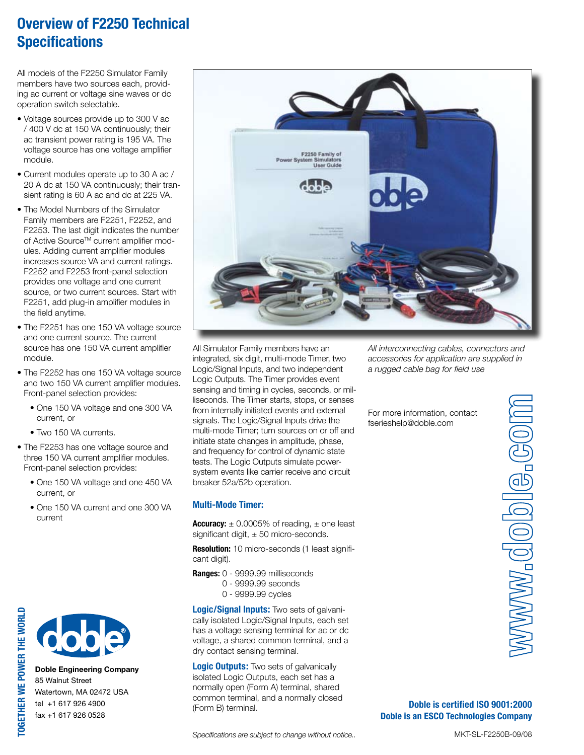# Overview of F2250 Technical Specifications

All models of the F2250 Simulator Family members have two sources each, providing ac current or voltage sine waves or dc operation switch selectable.

- Voltage sources provide up to 300 V ac / 400 V dc at 150 VA continuously; their ac transient power rating is 195 VA. The voltage source has one voltage amplifier module.
- Current modules operate up to 30 A ac / 20 A dc at 150 VA continuously; their transient rating is 60 A ac and dc at 225 VA.
- The Model Numbers of the Simulator Family members are F2251, F2252, and F2253. The last digit indicates the number of Active Source™ current amplifier modules. Adding current amplifier modules increases source VA and current ratings. F2252 and F2253 front-panel selection provides one voltage and one current source, or two current sources. Start with F2251, add plug-in amplifier modules in the field anytime.
- The F2251 has one 150 VA voltage source and one current source. The current source has one 150 VA current amplifier module.
- The F2252 has one 150 VA voltage source and two 150 VA current amplifier modules. Front-panel selection provides:
  - One 150 VA voltage and one 300 VA current, or
  - Two 150 VA currents.
- The F2253 has one voltage source and three 150 VA current amplifier modules. Front-panel selection provides:
  - One 150 VA voltage and one 450 VA current, or
  - One 150 VA current and one 300 VA current

*All interconnecting cables, connectors and accessories for application are supplied in a rugged cable bag for field use*

All Simulator Family members have an integrated, six digit, multi-mode Timer, two Logic/Signal Inputs, and two independent Logic Outputs. The Timer provides event sensing and timing in cycles, seconds, or milliseconds. The Timer starts, stops, or senses from internally initiated events and external signals. The Logic/Signal Inputs drive the multi-mode Timer; turn sources on or off and initiate state changes in amplitude, phase, and frequency for control of dynamic state tests. The Logic Outputs simulate power-system events like carrier receive and circuit breaker 52a/52b operation.

### Multi-Mode Timer:

**Accuracy:** ± 0.0005% of reading, ± one least significant digit, ± 50 micro-seconds.

**Resolution:** 10 micro-seconds (1 least significant digit).

**Ranges:** 0 - 9999.99 milliseconds
0 - 9999.99 seconds
0 - 9999.99 cycles

**Logic/Signal Inputs:** Two sets of galvanically isolated Logic/Signal Inputs, each set has a voltage sensing terminal for ac or dc voltage, a shared common terminal, and a dry contact sensing terminal.

**Logic Outputs:** Two sets of galvanically isolated Logic Outputs, each set has a normally open (Form A) terminal, shared common terminal, and a normally closed (Form B) terminal.

For more information, contact fserieshelp@doble.com

www.doble.com

**Doble Engineering Company**
85 Walnut Street
Watertown, MA 02472 USA
tel +1 617 926 4900
fax +1 617 926 0528

TOGETHER WE POWER THE WORLD

**Doble is certified ISO 9001:2000**
**Doble is an ESCO Technologies Company**

*Specifications are subject to change without notice..*

MKT-SL-F2250B-09/08